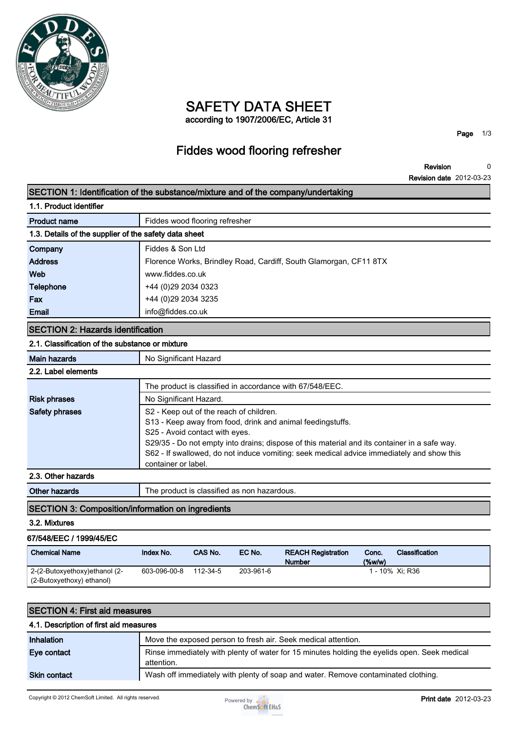# SAFETY DATA SHEET

according to 1907/2006/EC, Article 31

## Fiddes wood flooring refresher

**Revision** 0

**Revision date** 2012-03-23

## SECTION 1: Identification of the substance/mixture and of the company/undertaking

### 1.1. Product identifier

| | |
|---|---|
| **Product name** | Fiddes wood flooring refresher |

### 1.3. Details of the supplier of the safety data sheet

| | |
|---|---|
| **Company** | Fiddes & Son Ltd |
| **Address** | Florence Works, Brindley Road, Cardiff, South Glamorgan, CF11 8TX |
| **Web** | www.fiddes.co.uk |
| **Telephone** | +44 (0)29 2034 0323 |
| **Fax** | +44 (0)29 2034 3235 |
| **Email** | info@fiddes.co.uk |

## SECTION 2: Hazards identification

### 2.1. Classification of the substance or mixture

| | |
|---|---|
| **Main hazards** | No Significant Hazard |

### 2.2. Label elements

| | |
|---|---|
| | The product is classified in accordance with 67/548/EEC. |
| **Risk phrases** | No Significant Hazard. |
| **Safety phrases** | S2 - Keep out of the reach of children.<br>S13 - Keep away from food, drink and animal feedingstuffs.<br>S25 - Avoid contact with eyes.<br>S29/35 - Do not empty into drains; dispose of this material and its container in a safe way.<br>S62 - If swallowed, do not induce vomiting: seek medical advice immediately and show this container or label. |

### 2.3. Other hazards

| | |
|---|---|
| **Other hazards** | The product is classified as non hazardous. |

## SECTION 3: Composition/information on ingredients

### 3.2. Mixtures

**67/548/EEC / 1999/45/EC**

| Chemical Name | Index No. | CAS No. | EC No. | REACH Registration Number | Conc. (%w/w) | Classification |
|---|---|---|---|---|---|---|
| 2-(2-Butoxyethoxy)ethanol (2-(2-Butoxyethoxy) ethanol) | 603-096-00-8 | 112-34-5 | 203-961-6 | | 1 - 10% | Xi; R36 |

## SECTION 4: First aid measures

### 4.1. Description of first aid measures

| | |
|---|---|
| **Inhalation** | Move the exposed person to fresh air. Seek medical attention. |
| **Eye contact** | Rinse immediately with plenty of water for 15 minutes holding the eyelids open. Seek medical attention. |
| **Skin contact** | Wash off immediately with plenty of soap and water. Remove contaminated clothing. |

Copyright © 2012 ChemSoft Limited. All rights reserved.

**Print date** 2012-03-23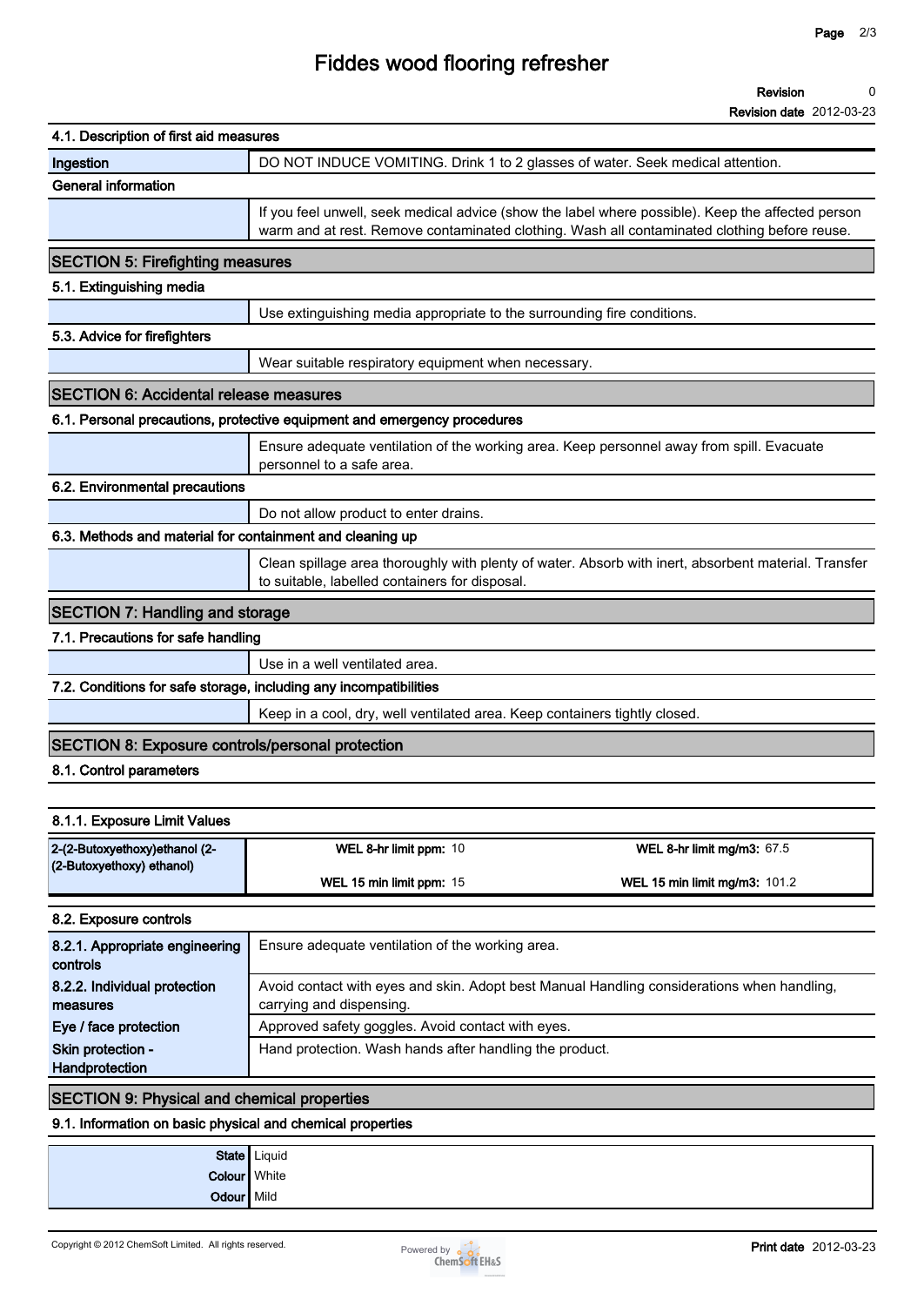### 4.1. Description of first aid measures

| | |
|---|---|
| **Ingestion** | DO NOT INDUCE VOMITING. Drink 1 to 2 glasses of water. Seek medical attention. |

**General information**

If you feel unwell, seek medical advice (show the label where possible). Keep the affected person warm and at rest. Remove contaminated clothing. Wash all contaminated clothing before reuse.

## SECTION 5: Firefighting measures

### 5.1. Extinguishing media

Use extinguishing media appropriate to the surrounding fire conditions.

### 5.3. Advice for firefighters

Wear suitable respiratory equipment when necessary.

## SECTION 6: Accidental release measures

### 6.1. Personal precautions, protective equipment and emergency procedures

Ensure adequate ventilation of the working area. Keep personnel away from spill. Evacuate personnel to a safe area.

### 6.2. Environmental precautions

Do not allow product to enter drains.

### 6.3. Methods and material for containment and cleaning up

Clean spillage area thoroughly with plenty of water. Absorb with inert, absorbent material. Transfer to suitable, labelled containers for disposal.

## SECTION 7: Handling and storage

### 7.1. Precautions for safe handling

Use in a well ventilated area.

### 7.2. Conditions for safe storage, including any incompatibilities

Keep in a cool, dry, well ventilated area. Keep containers tightly closed.

## SECTION 8: Exposure controls/personal protection

### 8.1. Control parameters

#### 8.1.1. Exposure Limit Values

| Substance | | |
|---|---|---|
| **2-(2-Butoxyethoxy)ethanol (2-(2-Butoxyethoxy) ethanol)** | **WEL 8-hr limit ppm:** 10 | **WEL 8-hr limit mg/m3:** 67.5 |
| | **WEL 15 min limit ppm:** 15 | **WEL 15 min limit mg/m3:** 101.2 |

### 8.2. Exposure controls

| | |
|---|---|
| **8.2.1. Appropriate engineering controls** | Ensure adequate ventilation of the working area. |
| **8.2.2. Individual protection measures** | Avoid contact with eyes and skin. Adopt best Manual Handling considerations when handling, carrying and dispensing. |
| **Eye / face protection** | Approved safety goggles. Avoid contact with eyes. |
| **Skin protection - Handprotection** | Hand protection. Wash hands after handling the product. |

## SECTION 9: Physical and chemical properties

### 9.1. Information on basic physical and chemical properties

| | |
|---|---|
| **State** | Liquid |
| **Colour** | White |
| **Odour** | Mild |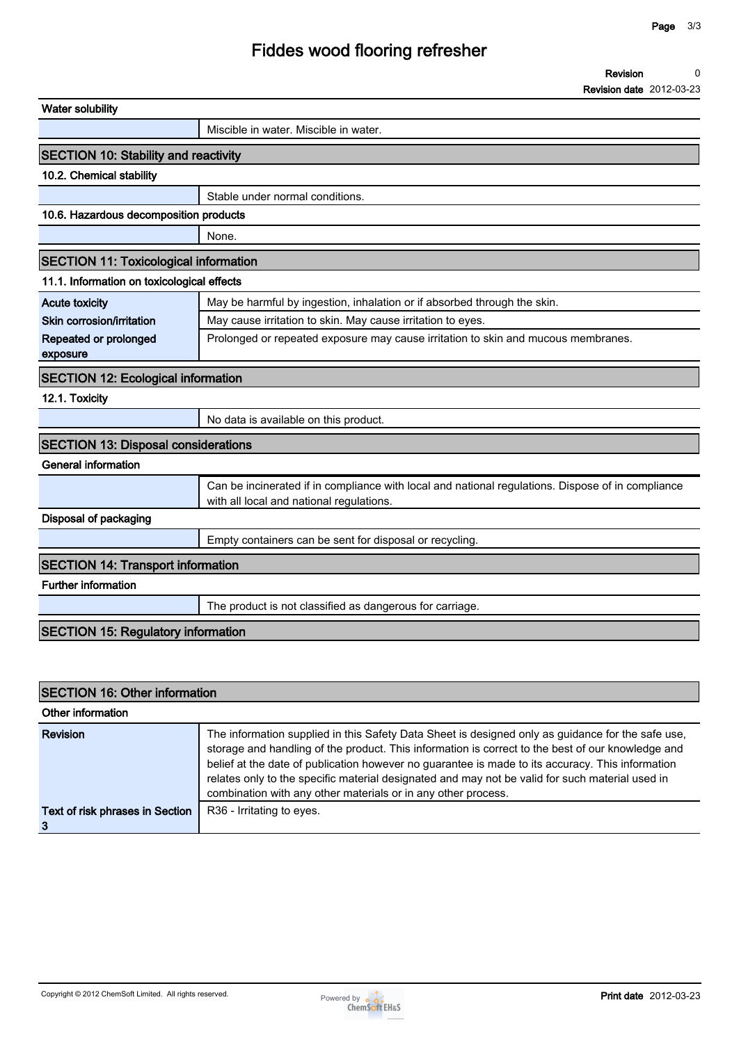**Water solubility**

| | |
|---|---|
| | Miscible in water. Miscible in water. |

## SECTION 10: Stability and reactivity

**10.2. Chemical stability**

| | |
|---|---|
| | Stable under normal conditions. |

**10.6. Hazardous decomposition products**

| | |
|---|---|
| | None. |

## SECTION 11: Toxicological information

**11.1. Information on toxicological effects**

| | |
|---|---|
| **Acute toxicity** | May be harmful by ingestion, inhalation or if absorbed through the skin. |
| **Skin corrosion/irritation** | May cause irritation to skin. May cause irritation to eyes. |
| **Repeated or prolonged exposure** | Prolonged or repeated exposure may cause irritation to skin and mucous membranes. |

## SECTION 12: Ecological information

**12.1. Toxicity**

| | |
|---|---|
| | No data is available on this product. |

## SECTION 13: Disposal considerations

**General information**

| | |
|---|---|
| | Can be incinerated if in compliance with local and national regulations. Dispose of in compliance with all local and national regulations. |

**Disposal of packaging**

| | |
|---|---|
| | Empty containers can be sent for disposal or recycling. |

## SECTION 14: Transport information

**Further information**

| | |
|---|---|
| | The product is not classified as dangerous for carriage. |

## SECTION 15: Regulatory information

## SECTION 16: Other information

**Other information**

| | |
|---|---|
| **Revision** | The information supplied in this Safety Data Sheet is designed only as guidance for the safe use, storage and handling of the product. This information is correct to the best of our knowledge and belief at the date of publication however no guarantee is made to its accuracy. This information relates only to the specific material designated and may not be valid for such material used in combination with any other materials or in any other process. |
| **Text of risk phrases in Section 3** | R36 - Irritating to eyes. |